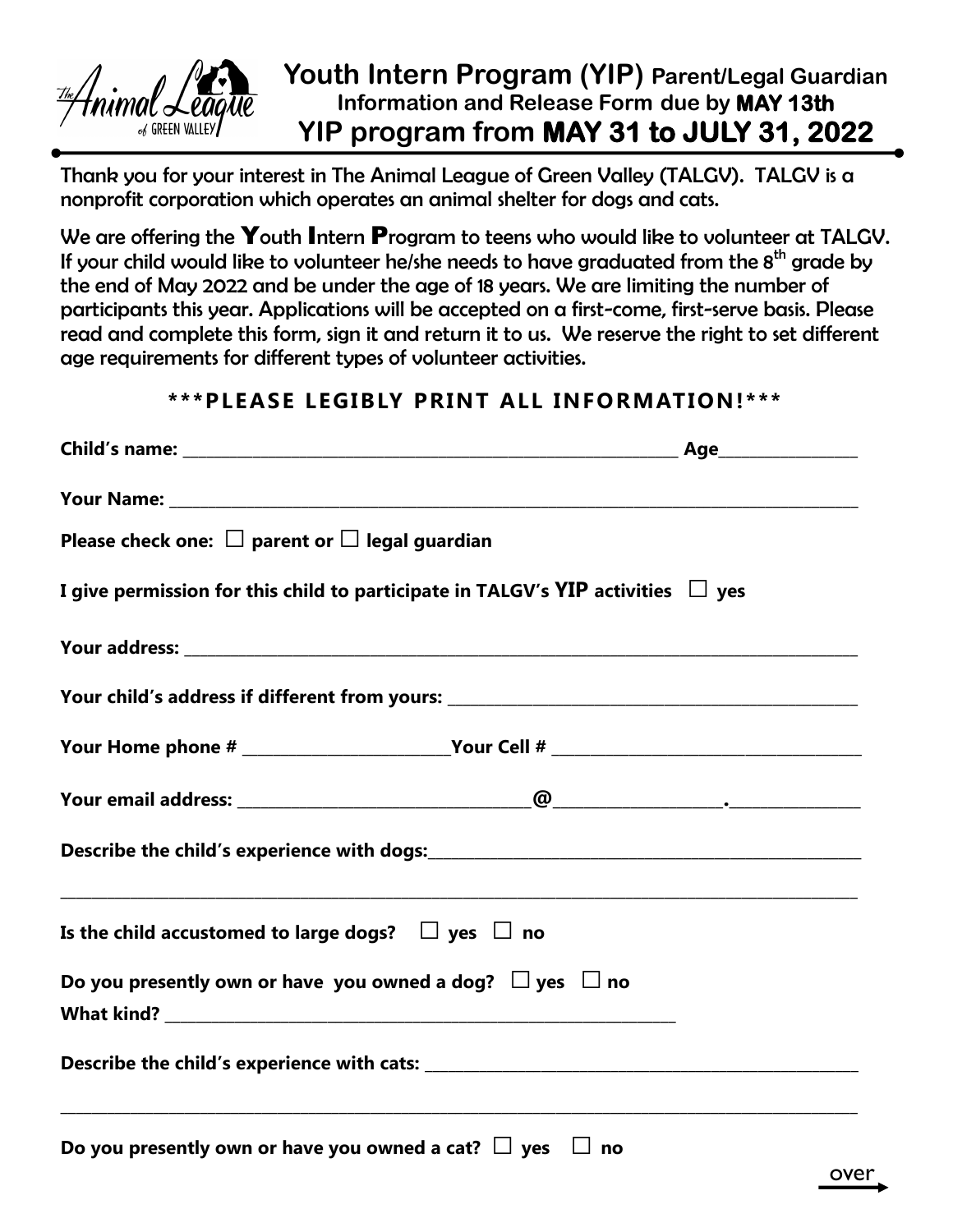# Youth Intern Program (YIP) Parent/Legal Guardian Information and Release Form due by **MAY 13th**

## YIP program from **MAY 31 to JULY 31, 2022**

Thank you for your interest in The Animal League of Green Valley (TALGV). TALGV is a nonprofit corporation which operates an animal shelter for dogs and cats.

We are offering the **Y**outh **I**ntern **P**rogram to teens who would like to volunteer at TALGV. If your child would like to volunteer he/she needs to have graduated from the 8th grade by the end of May 2022 and be under the age of 18 years. We are limiting the number of participants this year. Applications will be accepted on a first-come, first-serve basis. Please read and complete this form, sign it and return it to us. We reserve the right to set different age requirements for different types of volunteer activities.

**\*\*\*PLEASE LEGIBLY PRINT ALL INFORMATION!\*\*\***

**Child's name:** ______________________________ **Age**__________

**Your Name:** ______________________________

**Please check one:** ☐ **parent or** ☐ **legal guardian**

**I give permission for this child to participate in TALGV's YIP activities** ☐ **yes**

**Your address:** ______________________________

**Your child's address if different from yours:** ______________________________

**Your Home phone #** ______________ **Your Cell #** ______________

**Your email address:** ______________ **@**__________**.**__________

**Describe the child's experience with dogs:**______________________________

______________________________

**Is the child accustomed to large dogs?** ☐ **yes** ☐ **no**

**Do you presently own or have you owned a dog?** ☐ **yes** ☐ **no**

**What kind?** ______________________________

**Describe the child's experience with cats:** ______________________________

______________________________

**Do you presently own or have you owned a cat?** ☐ **yes** ☐ **no**

over →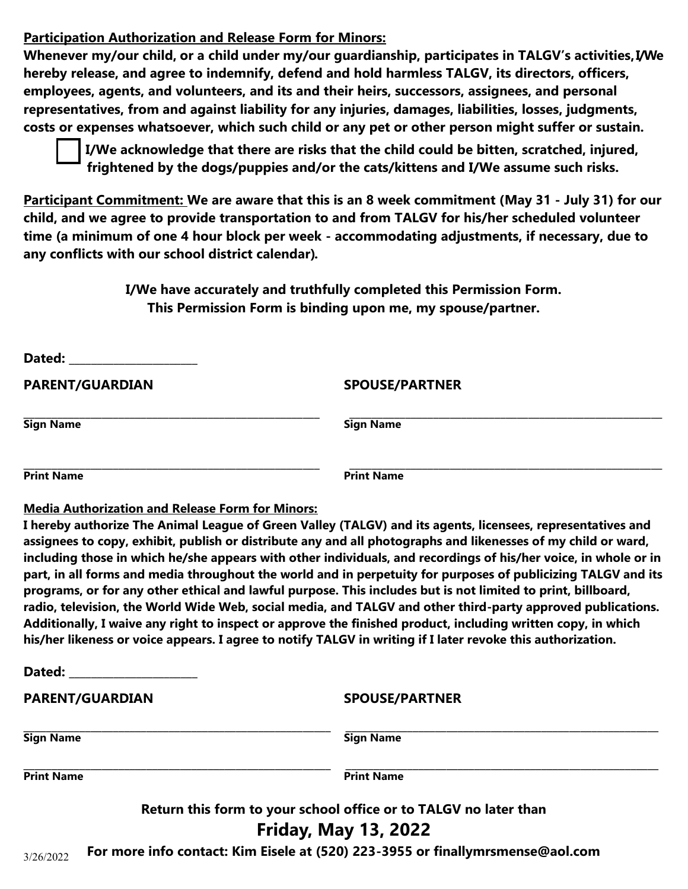**Participation Authorization and Release Form for Minors:**

**Whenever my/our child, or a child under my/our guardianship, participates in TALGV's activities, I/We hereby release, and agree to indemnify, defend and hold harmless TALGV, its directors, officers, employees, agents, and volunteers, and its and their heirs, successors, assignees, and personal representatives, from and against liability for any injuries, damages, liabilities, losses, judgments, costs or expenses whatsoever, which such child or any pet or other person might suffer or sustain.**

☐ **I/We acknowledge that there are risks that the child could be bitten, scratched, injured, frightened by the dogs/puppies and/or the cats/kittens and I/We assume such risks.**

**Participant Commitment:** **We are aware that this is an 8 week commitment (May 31 - July 31) for our child, and we agree to provide transportation to and from TALGV for his/her scheduled volunteer time (a minimum of one 4 hour block per week - accommodating adjustments, if necessary, due to any conflicts with our school district calendar).**

**I/We have accurately and truthfully completed this Permission Form.**
**This Permission Form is binding upon me, my spouse/partner.**

**Dated:** ____________________

| **PARENT/GUARDIAN** | **SPOUSE/PARTNER** |
| --- | --- |
| ______________________________ | ______________________________ |
| **Sign Name** | **Sign Name** |
| ______________________________ | ______________________________ |
| **Print Name** | **Print Name** |

**Media Authorization and Release Form for Minors:**

**I hereby authorize The Animal League of Green Valley (TALGV) and its agents, licensees, representatives and assignees to copy, exhibit, publish or distribute any and all photographs and likenesses of my child or ward, including those in which he/she appears with other individuals, and recordings of his/her voice, in whole or in part, in all forms and media throughout the world and in perpetuity for purposes of publicizing TALGV and its programs, or for any other ethical and lawful purpose. This includes but is not limited to print, billboard, radio, television, the World Wide Web, social media, and TALGV and other third-party approved publications. Additionally, I waive any right to inspect or approve the finished product, including written copy, in which his/her likeness or voice appears. I agree to notify TALGV in writing if I later revoke this authorization.**

**Dated:** ____________________

| **PARENT/GUARDIAN** | **SPOUSE/PARTNER** |
| --- | --- |
| ______________________________ | ______________________________ |
| **Sign Name** | **Sign Name** |
| ______________________________ | ______________________________ |
| **Print Name** | **Print Name** |

**Return this form to your school office or to TALGV no later than**

## **Friday, May 13, 2022**

**For more info contact: Kim Eisele at (520) 223-3955 or finallymrsmense@aol.com**

3/26/2022